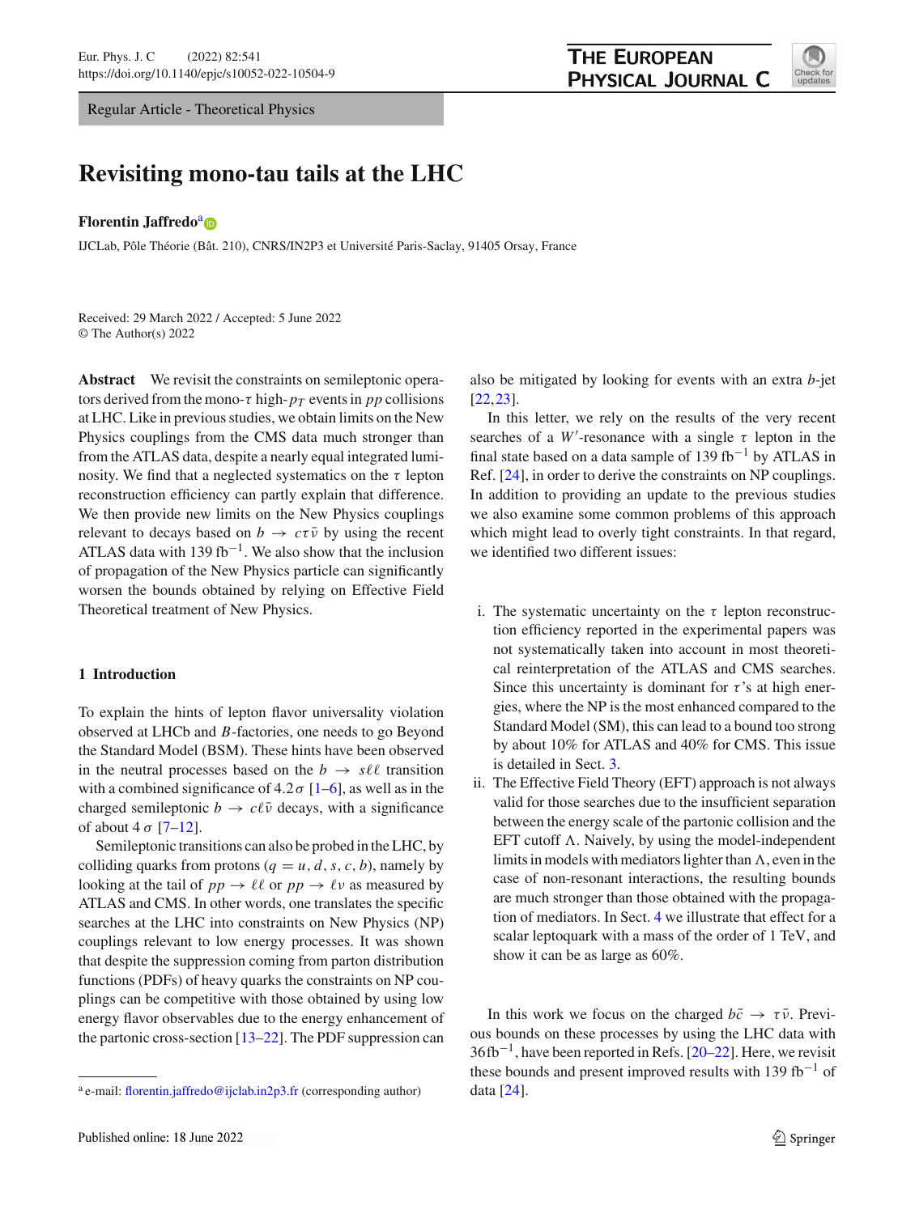Regular Article - Theoretical Physics

# Revisiting mono-tau tails at the LHC

**Florentin Jaffredo**[a]

IJCLab, Pôle Théorie (Bât. 210), CNRS/IN2P3 et Université Paris-Saclay, 91405 Orsay, France

Received: 29 March 2022 / Accepted: 5 June 2022
© The Author(s) 2022

**Abstract** We revisit the constraints on semileptonic operators derived from the mono-$\tau$ high-$p_T$ events in $pp$ collisions at LHC. Like in previous studies, we obtain limits on the New Physics couplings from the CMS data much stronger than from the ATLAS data, despite a nearly equal integrated luminosity. We find that a neglected systematics on the $\tau$ lepton reconstruction efficiency can partly explain that difference. We then provide new limits on the New Physics couplings relevant to decays based on $b \to c\tau\bar{\nu}$ by using the recent ATLAS data with 139 fb$^{-1}$. We also show that the inclusion of propagation of the New Physics particle can significantly worsen the bounds obtained by relying on Effective Field Theoretical treatment of New Physics.

## 1 Introduction

To explain the hints of lepton flavor universality violation observed at LHCb and $B$-factories, one needs to go Beyond the Standard Model (BSM). These hints have been observed in the neutral processes based on the $b \to s\ell\ell$ transition with a combined significance of $4.2\,\sigma$ [1–6], as well as in the charged semileptonic $b \to c\ell\bar{\nu}$ decays, with a significance of about $4\,\sigma$ [7–12].

Semileptonic transitions can also be probed in the LHC, by colliding quarks from protons ($q = u, d, s, c, b$), namely by looking at the tail of $pp \to \ell\ell$ or $pp \to \ell\nu$ as measured by ATLAS and CMS. In other words, one translates the specific searches at the LHC into constraints on New Physics (NP) couplings relevant to low energy processes. It was shown that despite the suppression coming from parton distribution functions (PDFs) of heavy quarks the constraints on NP couplings can be competitive with those obtained by using low energy flavor observables due to the energy enhancement of the partonic cross-section [13–22]. The PDF suppression can also be mitigated by looking for events with an extra $b$-jet [22,23].

In this letter, we rely on the results of the very recent searches of a $W'$-resonance with a single $\tau$ lepton in the final state based on a data sample of 139 fb$^{-1}$ by ATLAS in Ref. [24], in order to derive the constraints on NP couplings. In addition to providing an update to the previous studies we also examine some common problems of this approach which might lead to overly tight constraints. In that regard, we identified two different issues:

i. The systematic uncertainty on the $\tau$ lepton reconstruction efficiency reported in the experimental papers was not systematically taken into account in most theoretical reinterpretation of the ATLAS and CMS searches. Since this uncertainty is dominant for $\tau$'s at high energies, where the NP is the most enhanced compared to the Standard Model (SM), this can lead to a bound too strong by about 10% for ATLAS and 40% for CMS. This issue is detailed in Sect. 3.
ii. The Effective Field Theory (EFT) approach is not always valid for those searches due to the insufficient separation between the energy scale of the partonic collision and the EFT cutoff $\Lambda$. Naively, by using the model-independent limits in models with mediators lighter than $\Lambda$, even in the case of non-resonant interactions, the resulting bounds are much stronger than those obtained with the propagation of mediators. In Sect. 4 we illustrate that effect for a scalar leptoquark with a mass of the order of 1 TeV, and show it can be as large as 60%.

In this work we focus on the charged $b\bar{c} \to \tau\bar{\nu}$. Previous bounds on these processes by using the LHC data with 36fb$^{-1}$, have been reported in Refs. [20–22]. Here, we revisit these bounds and present improved results with 139 fb$^{-1}$ of data [24].

---

[a] e-mail: florentin.jaffredo@ijclab.in2p3.fr (corresponding author)

Published online: 18 June 2022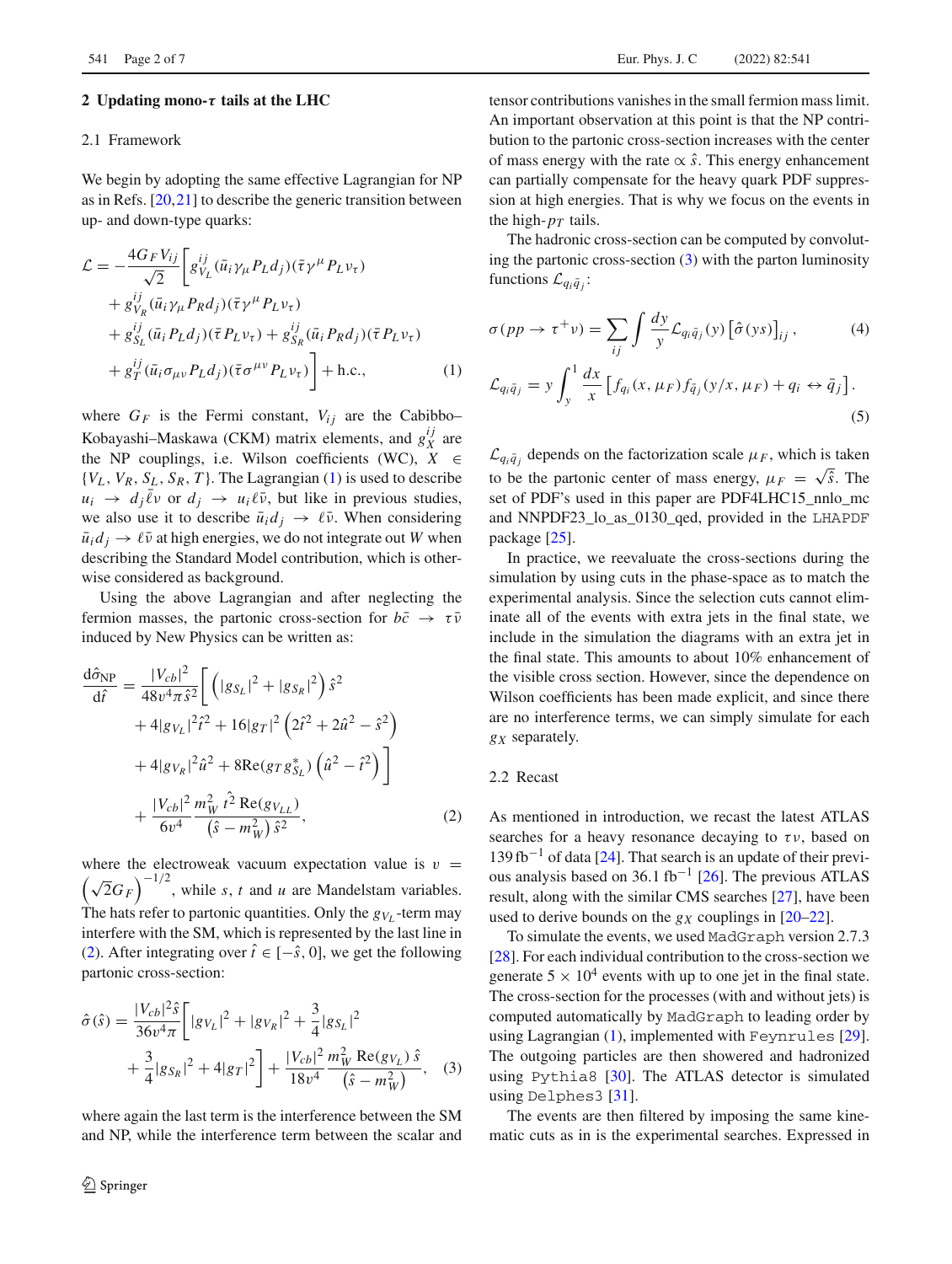## 2 Updating mono-$\tau$ tails at the LHC

### 2.1 Framework

We begin by adopting the same effective Lagrangian for NP as in Refs. [20,21] to describe the generic transition between up- and down-type quarks:

$$
\begin{aligned}
\mathcal{L} = -\frac{4G_F V_{ij}}{\sqrt{2}} \Big[ & g_{V_L}^{ij} (\bar{u}_i \gamma_\mu P_L d_j)(\bar{\tau}\gamma^\mu P_L \nu_\tau) \\
& + g_{V_R}^{ij} (\bar{u}_i \gamma_\mu P_R d_j)(\bar{\tau}\gamma^\mu P_L \nu_\tau) \\
& + g_{S_L}^{ij} (\bar{u}_i P_L d_j)(\bar{\tau} P_L \nu_\tau) + g_{S_R}^{ij} (\bar{u}_i P_R d_j)(\bar{\tau} P_L \nu_\tau) \\
& + g_T^{ij} (\bar{u}_i \sigma_{\mu\nu} P_L d_j)(\bar{\tau}\sigma^{\mu\nu} P_L \nu_\tau) \Big] + \text{h.c.}, \qquad (1)
\end{aligned}
$$

where $G_F$ is the Fermi constant, $V_{ij}$ are the Cabibbo–Kobayashi–Maskawa (CKM) matrix elements, and $g_X^{ij}$ are the NP couplings, i.e. Wilson coefficients (WC), $X \in \{V_L, V_R, S_L, S_R, T\}$. The Lagrangian (1) is used to describe $u_i \to d_j \bar{\ell}\nu$ or $d_j \to u_i \ell\bar{\nu}$, but like in previous studies, we also use it to describe $\bar{u}_i d_j \to \ell\bar{\nu}$. When considering $\bar{u}_i d_j \to \ell\bar{\nu}$ at high energies, we do not integrate out $W$ when describing the Standard Model contribution, which is otherwise considered as background.

Using the above Lagrangian and after neglecting the fermion masses, the partonic cross-section for $b\bar{c} \to \tau\bar{\nu}$ induced by New Physics can be written as:

$$
\begin{aligned}
\frac{\mathrm{d}\hat{\sigma}_{\text{NP}}}{\mathrm{d}\hat{t}} = \frac{|V_{cb}|^2}{48 v^4 \pi \hat{s}^2} \Big[ & \left( |g_{S_L}|^2 + |g_{S_R}|^2 \right) \hat{s}^2 \\
& + 4|g_{V_L}|^2 \hat{t}^2 + 16|g_T|^2 \left( 2\hat{t}^2 + 2\hat{u}^2 - \hat{s}^2 \right) \\
& + 4|g_{V_R}|^2 \hat{u}^2 + 8\mathrm{Re}(g_T g_{S_L}^*) \left( \hat{u}^2 - \hat{t}^2 \right) \Big] \\
& + \frac{|V_{cb}|^2}{6v^4} \frac{m_W^2 \, \hat{t}^2 \, \mathrm{Re}(g_{V_{LL}})}{\left(\hat{s} - m_W^2\right) \hat{s}^2}, \qquad (2)
\end{aligned}
$$

where the electroweak vacuum expectation value is $v = \left(\sqrt{2} G_F\right)^{-1/2}$, while $s$, $t$ and $u$ are Mandelstam variables. The hats refer to partonic quantities. Only the $g_{V_L}$-term may interfere with the SM, which is represented by the last line in (2). After integrating over $\hat{t} \in [-\hat{s}, 0]$, we get the following partonic cross-section:

$$
\begin{aligned}
\hat{\sigma}(\hat{s}) = \frac{|V_{cb}|^2 \hat{s}}{36 v^4 \pi} \Big[ & |g_{V_L}|^2 + |g_{V_R}|^2 + \frac{3}{4}|g_{S_L}|^2 \\
& + \frac{3}{4}|g_{S_R}|^2 + 4|g_T|^2 \Big] + \frac{|V_{cb}|^2}{18 v^4} \frac{m_W^2 \, \mathrm{Re}(g_{V_L}) \, \hat{s}}{\left(\hat{s} - m_W^2\right)}, \qquad (3)
\end{aligned}
$$

where again the last term is the interference between the SM and NP, while the interference term between the scalar and tensor contributions vanishes in the small fermion mass limit. An important observation at this point is that the NP contribution to the partonic cross-section increases with the center of mass energy with the rate $\propto \hat{s}$. This energy enhancement can partially compensate for the heavy quark PDF suppression at high energies. That is why we focus on the events in the high-$p_T$ tails.

The hadronic cross-section can be computed by convoluting the partonic cross-section (3) with the parton luminosity functions $\mathcal{L}_{q_i\bar{q}_j}$:

$$
\sigma(pp \to \tau^+\nu) = \sum_{ij} \int \frac{dy}{y} \mathcal{L}_{q_i\bar{q}_j}(y) \left[\hat{\sigma}(ys)\right]_{ij}, \qquad (4)
$$

$$
\mathcal{L}_{q_i\bar{q}_j} = y \int_y^1 \frac{dx}{x} \left[ f_{q_i}(x, \mu_F) f_{\bar{q}_j}(y/x, \mu_F) + q_i \leftrightarrow \bar{q}_j \right]. \qquad (5)
$$

$\mathcal{L}_{q_i\bar{q}_j}$ depends on the factorization scale $\mu_F$, which is taken to be the partonic center of mass energy, $\mu_F = \sqrt{\hat{s}}$. The set of PDF's used in this paper are PDF4LHC15_nnlo_mc and NNPDF23_lo_as_0130_qed, provided in the LHAPDF package [25].

In practice, we reevaluate the cross-sections during the simulation by using cuts in the phase-space as to match the experimental analysis. Since the selection cuts cannot eliminate all of the events with extra jets in the final state, we include in the simulation the diagrams with an extra jet in the final state. This amounts to about 10% enhancement of the visible cross section. However, since the dependence on Wilson coefficients has been made explicit, and since there are no interference terms, we can simply simulate for each $g_X$ separately.

### 2.2 Recast

As mentioned in introduction, we recast the latest ATLAS searches for a heavy resonance decaying to $\tau\nu$, based on 139 fb$^{-1}$ of data [24]. That search is an update of their previous analysis based on 36.1 fb$^{-1}$ [26]. The previous ATLAS result, along with the similar CMS searches [27], have been used to derive bounds on the $g_X$ couplings in [20–22].

To simulate the events, we used MadGraph version 2.7.3 [28]. For each individual contribution to the cross-section we generate $5 \times 10^4$ events with up to one jet in the final state. The cross-section for the processes (with and without jets) is computed automatically by MadGraph to leading order by using Lagrangian (1), implemented with Feynrules [29]. The outgoing particles are then showered and hadronized using Pythia8 [30]. The ATLAS detector is simulated using Delphes3 [31].

The events are then filtered by imposing the same kinematic cuts as in is the experimental searches. Expressed in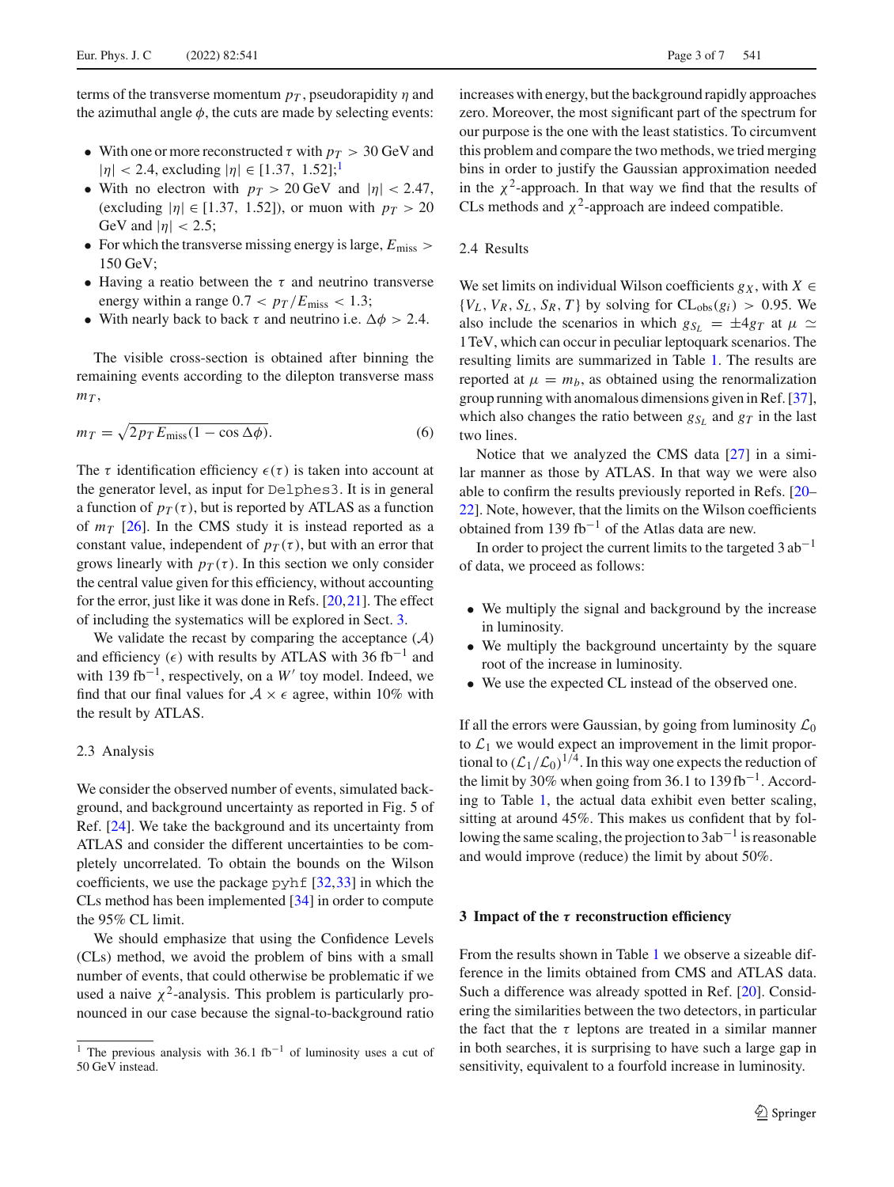terms of the transverse momentum $p_T$, pseudorapidity $\eta$ and the azimuthal angle $\phi$, the cuts are made by selecting events:

- With one or more reconstructed $\tau$ with $p_T > 30$ GeV and $|\eta| < 2.4$, excluding $|\eta| \in [1.37,\ 1.52]$;[1]
- With no electron with $p_T > 20$ GeV and $|\eta| < 2.47$, (excluding $|\eta| \in [1.37,\ 1.52]$), or muon with $p_T > 20$ GeV and $|\eta| < 2.5$;
- For which the transverse missing energy is large, $E_{\text{miss}} > 150$ GeV;
- Having a reatio between the $\tau$ and neutrino transverse energy within a range $0.7 < p_T/E_{\text{miss}} < 1.3$;
- With nearly back to back $\tau$ and neutrino i.e. $\Delta\phi > 2.4$.

The visible cross-section is obtained after binning the remaining events according to the dilepton transverse mass $m_T$,

$$m_T = \sqrt{2 p_T E_{\text{miss}} (1 - \cos\Delta\phi)}. \tag{6}$$

The $\tau$ identification efficiency $\epsilon(\tau)$ is taken into account at the generator level, as input for Delphes3. It is in general a function of $p_T(\tau)$, but is reported by ATLAS as a function of $m_T$ [26]. In the CMS study it is instead reported as a constant value, independent of $p_T(\tau)$, but with an error that grows linearly with $p_T(\tau)$. In this section we only consider the central value given for this efficiency, without accounting for the error, just like it was done in Refs. [20,21]. The effect of including the systematics will be explored in Sect. 3.

We validate the recast by comparing the acceptance ($\mathcal{A}$) and efficiency ($\epsilon$) with results by ATLAS with 36 fb$^{-1}$ and with 139 fb$^{-1}$, respectively, on a $W'$ toy model. Indeed, we find that our final values for $\mathcal{A} \times \epsilon$ agree, within 10% with the result by ATLAS.

### 2.3 Analysis

We consider the observed number of events, simulated background, and background uncertainty as reported in Fig. 5 of Ref. [24]. We take the background and its uncertainty from ATLAS and consider the different uncertainties to be completely uncorrelated. To obtain the bounds on the Wilson coefficients, we use the package pyhf [32,33] in which the CLs method has been implemented [34] in order to compute the 95% CL limit.

We should emphasize that using the Confidence Levels (CLs) method, we avoid the problem of bins with a small number of events, that could otherwise be problematic if we used a naive $\chi^2$-analysis. This problem is particularly pronounced in our case because the signal-to-background ratio increases with energy, but the background rapidly approaches zero. Moreover, the most significant part of the spectrum for our purpose is the one with the least statistics. To circumvent this problem and compare the two methods, we tried merging bins in order to justify the Gaussian approximation needed in the $\chi^2$-approach. In that way we find that the results of CLs methods and $\chi^2$-approach are indeed compatible.

### 2.4 Results

We set limits on individual Wilson coefficients $g_X$, with $X \in \{V_L, V_R, S_L, S_R, T\}$ by solving for $\text{CL}_{\text{obs}}(g_i) > 0.95$. We also include the scenarios in which $g_{S_L} = \pm 4 g_T$ at $\mu \simeq 1$ TeV, which can occur in peculiar leptoquark scenarios. The resulting limits are summarized in Table 1. The results are reported at $\mu = m_b$, as obtained using the renormalization group running with anomalous dimensions given in Ref. [37], which also changes the ratio between $g_{S_L}$ and $g_T$ in the last two lines.

Notice that we analyzed the CMS data [27] in a similar manner as those by ATLAS. In that way we were also able to confirm the results previously reported in Refs. [20–22]. Note, however, that the limits on the Wilson coefficients obtained from 139 fb$^{-1}$ of the Atlas data are new.

In order to project the current limits to the targeted 3 ab$^{-1}$ of data, we proceed as follows:

- We multiply the signal and background by the increase in luminosity.
- We multiply the background uncertainty by the square root of the increase in luminosity.
- We use the expected CL instead of the observed one.

If all the errors were Gaussian, by going from luminosity $\mathcal{L}_0$ to $\mathcal{L}_1$ we would expect an improvement in the limit proportional to $(\mathcal{L}_1/\mathcal{L}_0)^{1/4}$. In this way one expects the reduction of the limit by 30% when going from 36.1 to 139 fb$^{-1}$. According to Table 1, the actual data exhibit even better scaling, sitting at around 45%. This makes us confident that by following the same scaling, the projection to 3ab$^{-1}$ is reasonable and would improve (reduce) the limit by about 50%.

## 3 Impact of the $\tau$ reconstruction efficiency

From the results shown in Table 1 we observe a sizeable difference in the limits obtained from CMS and ATLAS data. Such a difference was already spotted in Ref. [20]. Considering the similarities between the two detectors, in particular the fact that the $\tau$ leptons are treated in a similar manner in both searches, it is surprising to have such a large gap in sensitivity, equivalent to a fourfold increase in luminosity.

[1] The previous analysis with 36.1 fb$^{-1}$ of luminosity uses a cut of 50 GeV instead.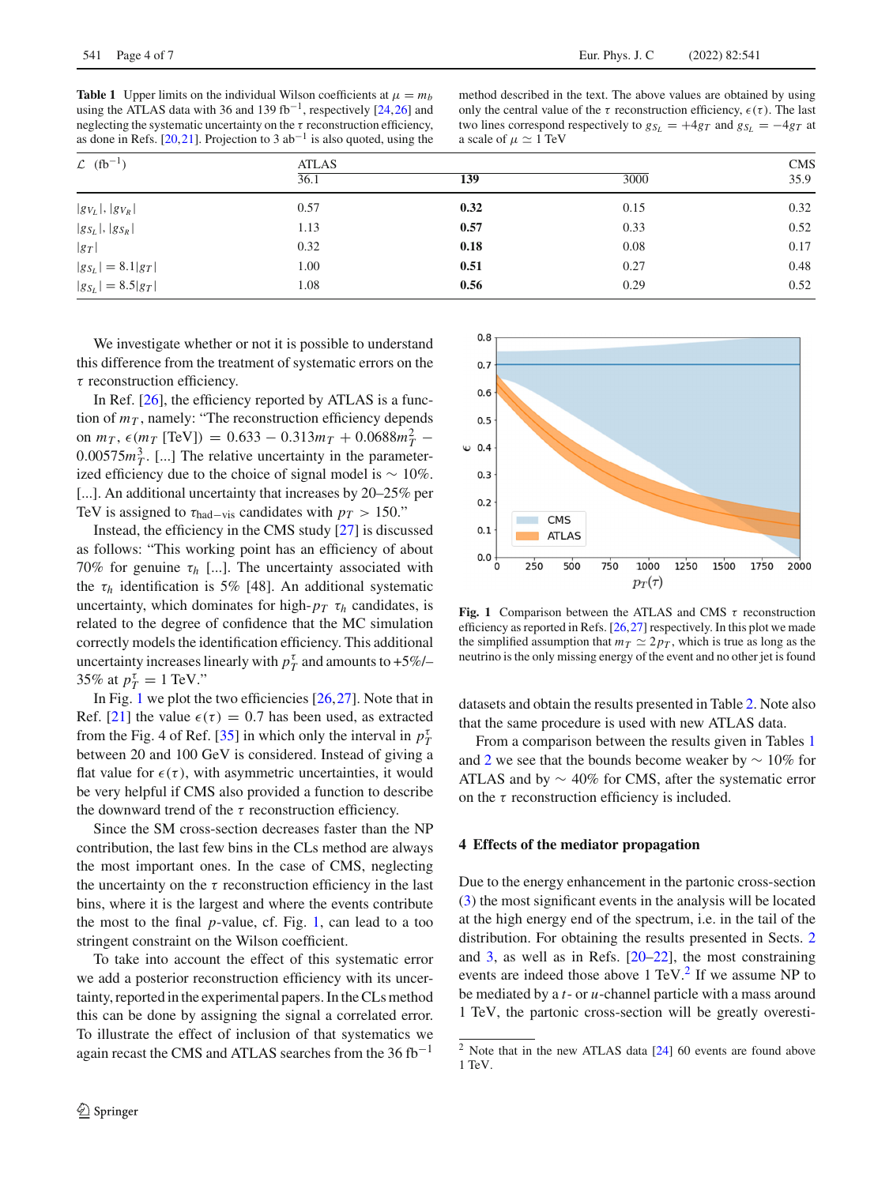**Table 1** Upper limits on the individual Wilson coefficients at $\mu = m_b$ using the ATLAS data with 36 and 139 fb$^{-1}$, respectively [24,26] and neglecting the systematic uncertainty on the $\tau$ reconstruction efficiency, as done in Refs. [20,21]. Projection to 3 ab$^{-1}$ is also quoted, using the method described in the text. The above values are obtained by using only the central value of the $\tau$ reconstruction efficiency, $\epsilon(\tau)$. The last two lines correspond respectively to $g_{S_L} = +4g_T$ and $g_{S_L} = -4g_T$ at a scale of $\mu \simeq 1$ TeV

| $\mathcal{L}$ (fb$^{-1}$) | ATLAS | | | CMS |
|---|---|---|---|---|
| | 36.1 | **139** | 3000 | 35.9 |
| $\lvert g_{V_L}\rvert, \lvert g_{V_R}\rvert$ | 0.57 | **0.32** | 0.15 | 0.32 |
| $\lvert g_{S_L}\rvert, \lvert g_{S_R}\rvert$ | 1.13 | **0.57** | 0.33 | 0.52 |
| $\lvert g_T\rvert$ | 0.32 | **0.18** | 0.08 | 0.17 |
| $\lvert g_{S_L}\rvert = 8.1\lvert g_T\rvert$ | 1.00 | **0.51** | 0.27 | 0.48 |
| $\lvert g_{S_L}\rvert = 8.5\lvert g_T\rvert$ | 1.08 | **0.56** | 0.29 | 0.52 |

We investigate whether or not it is possible to understand this difference from the treatment of systematic errors on the $\tau$ reconstruction efficiency.

In Ref. [26], the efficiency reported by ATLAS is a function of $m_T$, namely: "The reconstruction efficiency depends on $m_T$, $\epsilon(m_T\,[\text{TeV}]) = 0.633 - 0.313m_T + 0.0688m_T^2 - 0.00575m_T^3$. [...] The relative uncertainty in the parameterized efficiency due to the choice of signal model is $\sim 10\%$. [...]. An additional uncertainty that increases by 20–25% per TeV is assigned to $\tau_{\text{had-vis}}$ candidates with $p_T > 150$."

Instead, the efficiency in the CMS study [27] is discussed as follows: "This working point has an efficiency of about 70% for genuine $\tau_h$ [...]. The uncertainty associated with the $\tau_h$ identification is 5% [48]. An additional systematic uncertainty, which dominates for high-$p_T$ $\tau_h$ candidates, is related to the degree of confidence that the MC simulation correctly models the identification efficiency. This additional uncertainty increases linearly with $p_T^\tau$ and amounts to +5%/–35% at $p_T^\tau = 1$ TeV."

In Fig. 1 we plot the two efficiencies [26,27]. Note that in Ref. [21] the value $\epsilon(\tau) = 0.7$ has been used, as extracted from the Fig. 4 of Ref. [35] in which only the interval in $p_T^\tau$ between 20 and 100 GeV is considered. Instead of giving a flat value for $\epsilon(\tau)$, with asymmetric uncertainties, it would be very helpful if CMS also provided a function to describe the downward trend of the $\tau$ reconstruction efficiency.

Since the SM cross-section decreases faster than the NP contribution, the last few bins in the CLs method are always the most important ones. In the case of CMS, neglecting the uncertainty on the $\tau$ reconstruction efficiency in the last bins, where it is the largest and where the events contribute the most to the final $p$-value, cf. Fig. 1, can lead to a too stringent constraint on the Wilson coefficient.

To take into account the effect of this systematic error we add a posterior reconstruction efficiency with its uncertainty, reported in the experimental papers. In the CLs method this can be done by assigning the signal a correlated error. To illustrate the effect of inclusion of that systematics we again recast the CMS and ATLAS searches from the 36 fb$^{-1}$ datasets and obtain the results presented in Table 2. Note also that the same procedure is used with new ATLAS data.

**Fig. 1** Comparison between the ATLAS and CMS $\tau$ reconstruction efficiency as reported in Refs. [26,27] respectively. In this plot we made the simplified assumption that $m_T \simeq 2p_T$, which is true as long as the neutrino is the only missing energy of the event and no other jet is found

From a comparison between the results given in Tables 1 and 2 we see that the bounds become weaker by $\sim 10\%$ for ATLAS and by $\sim 40\%$ for CMS, after the systematic error on the $\tau$ reconstruction efficiency is included.

## 4 Effects of the mediator propagation

Due to the energy enhancement in the partonic cross-section (3) the most significant events in the analysis will be located at the high energy end of the spectrum, i.e. in the tail of the distribution. For obtaining the results presented in Sects. 2 and 3, as well as in Refs. [20–22], the most constraining events are indeed those above 1 TeV.[2] If we assume NP to be mediated by a $t$- or $u$-channel particle with a mass around 1 TeV, the partonic cross-section will be greatly overesti-

[2] Note that in the new ATLAS data [24] 60 events are found above 1 TeV.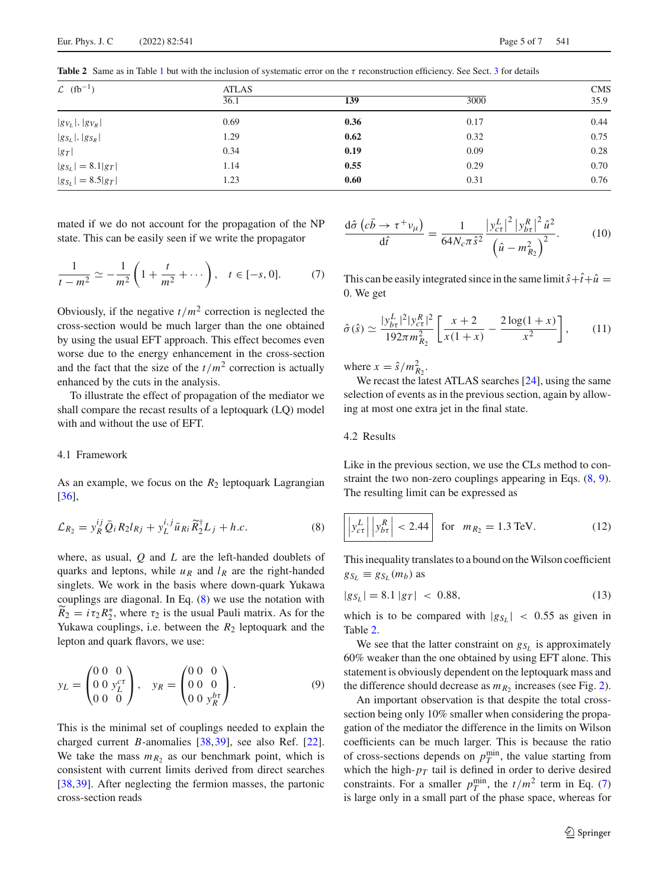**Table 2** Same as in Table 1 but with the inclusion of systematic error on the $\tau$ reconstruction efficiency. See Sect. 3 for details

| $\mathcal{L}$ (fb$^{-1}$) | ATLAS 36.1 | **139** | 3000 | CMS 35.9 |
|---|---|---|---|---|
| $\lvert g_{V_L}\rvert, \lvert g_{V_R}\rvert$ | 0.69 | **0.36** | 0.17 | 0.44 |
| $\lvert g_{S_L}\rvert, \lvert g_{S_R}\rvert$ | 1.29 | **0.62** | 0.32 | 0.75 |
| $\lvert g_T\rvert$ | 0.34 | **0.19** | 0.09 | 0.28 |
| $\lvert g_{S_L}\rvert = 8.1\lvert g_T\rvert$ | 1.14 | **0.55** | 0.29 | 0.70 |
| $\lvert g_{S_L}\rvert = 8.5\lvert g_T\rvert$ | 1.23 | **0.60** | 0.31 | 0.76 |

mated if we do not account for the propagation of the NP state. This can be easily seen if we write the propagator

$$\frac{1}{t-m^2} \simeq -\frac{1}{m^2}\left(1+\frac{t}{m^2}+\cdots\right), \quad t \in [-s, 0]. \tag{7}$$

Obviously, if the negative $t/m^2$ correction is neglected the cross-section would be much larger than the one obtained by using the usual EFT approach. This effect becomes even worse due to the energy enhancement in the cross-section and the fact that the size of the $t/m^2$ correction is actually enhanced by the cuts in the analysis.

To illustrate the effect of propagation of the mediator we shall compare the recast results of a leptoquark (LQ) model with and without the use of EFT.

### 4.1 Framework

As an example, we focus on the $R_2$ leptoquark Lagrangian [36],

$$\mathcal{L}_{R_2} = y_R^{ij}\bar{Q}_i R_2 l_{Rj} + y_L^{i,j}\bar{u}_{Ri}\widetilde{R}_2^{\dagger} L_j + h.c. \tag{8}$$

where, as usual, $Q$ and $L$ are the left-handed doublets of quarks and leptons, while $u_R$ and $l_R$ are the right-handed singlets. We work in the basis where down-quark Yukawa couplings are diagonal. In Eq. (8) we use the notation with $\widetilde{R}_2 = i\tau_2 R_2^*$, where $\tau_2$ is the usual Pauli matrix. As for the Yukawa couplings, i.e. between the $R_2$ leptoquark and the lepton and quark flavors, we use:

$$y_L = \begin{pmatrix} 0 & 0 & 0 \\ 0 & 0 & y_L^{c\tau} \\ 0 & 0 & 0 \end{pmatrix}, \quad y_R = \begin{pmatrix} 0 & 0 & 0 \\ 0 & 0 & 0 \\ 0 & 0 & y_R^{b\tau} \end{pmatrix}. \tag{9}$$

This is the minimal set of couplings needed to explain the charged current $B$-anomalies [38,39], see also Ref. [22]. We take the mass $m_{R_2}$ as our benchmark point, which is consistent with current limits derived from direct searches [38,39]. After neglecting the fermion masses, the partonic cross-section reads

$$\frac{\mathrm{d}\hat{\sigma}\left(c\bar{b} \to \tau^+\nu_\mu\right)}{\mathrm{d}\hat{t}} = \frac{1}{64 N_c \pi \hat{s}^2}\frac{\left|y_{c\tau}^L\right|^2\left|y_{b\tau}^R\right|^2\hat{u}^2}{\left(\hat{u}-m_{R_2}^2\right)^2}. \tag{10}$$

This can be easily integrated since in the same limit $\hat{s}+\hat{t}+\hat{u}=0$. We get

$$\hat{\sigma}(\hat{s}) \simeq \frac{|y_{b\tau}^L|^2|y_{c\tau}^R|^2}{192\pi m_{R_2}^2}\left[\frac{x+2}{x(1+x)} - \frac{2\log(1+x)}{x^2}\right], \tag{11}$$

where $x = \hat{s}/m_{R_2}^2$.

We recast the latest ATLAS searches [24], using the same selection of events as in the previous section, again by allowing at most one extra jet in the final state.

### 4.2 Results

Like in the previous section, we use the CLs method to constraint the two non-zero couplings appearing in Eqs. (8, 9). The resulting limit can be expressed as

$$\boxed{\left|y_{c\tau}^L\right|\left|y_{b\tau}^R\right| < 2.44} \quad \text{for} \quad m_{R_2} = 1.3\ \text{TeV}. \tag{12}$$

This inequality translates to a bound on the Wilson coefficient $g_{S_L} \equiv g_{S_L}(m_b)$ as

$$|g_{S_L}| = 8.1\,|g_T| < 0.88, \tag{13}$$

which is to be compared with $|g_{S_L}| < 0.55$ as given in Table 2.

We see that the latter constraint on $g_{S_L}$ is approximately 60% weaker than the one obtained by using EFT alone. This statement is obviously dependent on the leptoquark mass and the difference should decrease as $m_{R_2}$ increases (see Fig. 2).

An important observation is that despite the total cross-section being only 10% smaller when considering the propagation of the mediator the difference in the limits on Wilson coefficients can be much larger. This is because the ratio of cross-sections depends on $p_T^{\min}$, the value starting from which the high-$p_T$ tail is defined in order to derive desired constraints. For a smaller $p_T^{\min}$, the $t/m^2$ term in Eq. (7) is large only in a small part of the phase space, whereas for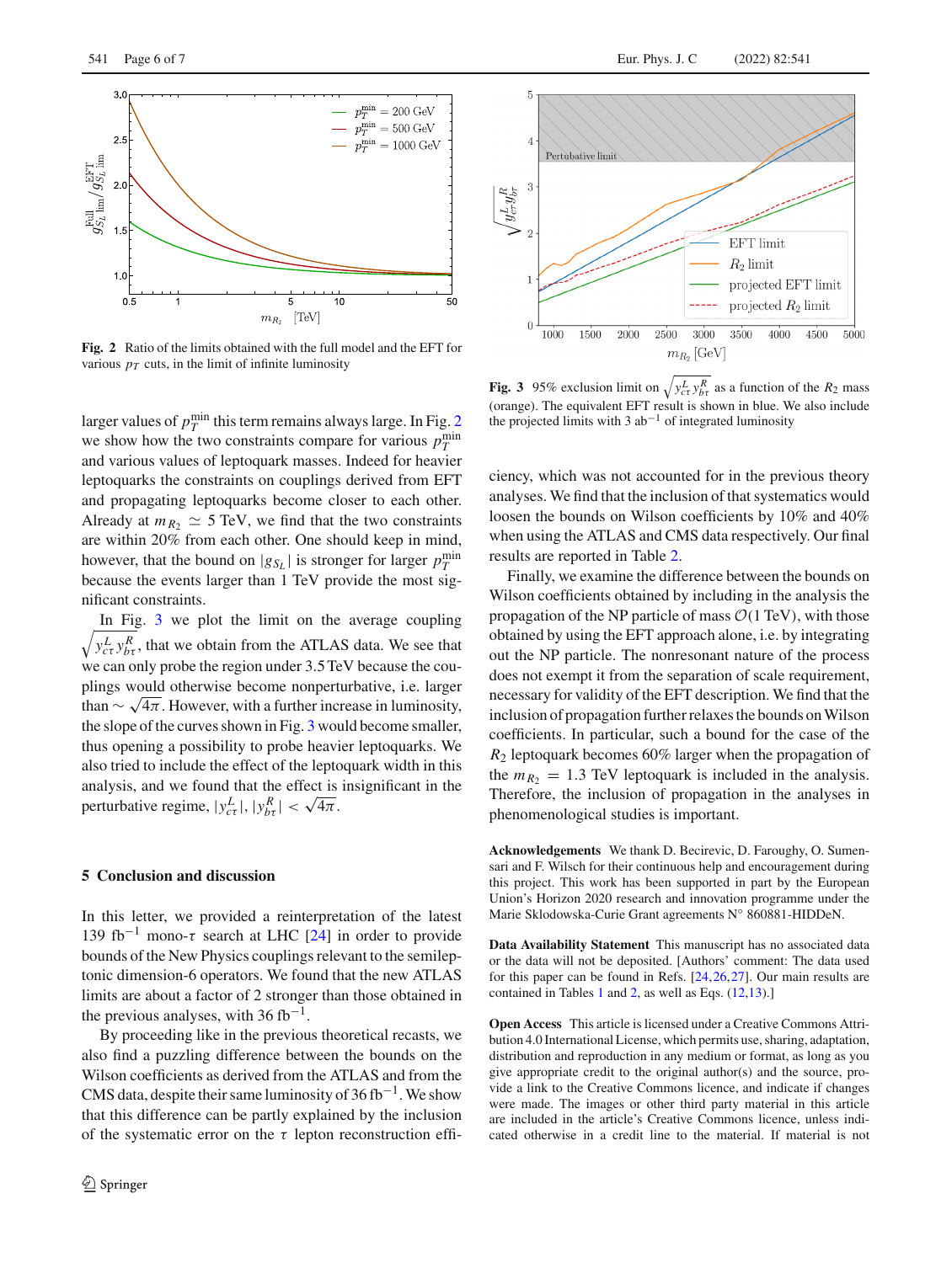larger values of $p_T^{\rm min}$ this term remains always large. In Fig. 2 we show how the two constraints compare for various $p_T^{\rm min}$ and various values of leptoquark masses. Indeed for heavier leptoquarks the constraints on couplings derived from EFT and propagating leptoquarks become closer to each other. Already at $m_{R_2} \simeq 5$ TeV, we find that the two constraints are within 20% from each other. One should keep in mind, however, that the bound on $|g_{S_L}|$ is stronger for larger $p_T^{\rm min}$ because the events larger than 1 TeV provide the most significant constraints.

In Fig. 3 we plot the limit on the average coupling $\sqrt{y_{c\tau}^L y_{b\tau}^R}$, that we obtain from the ATLAS data. We see that we can only probe the region under 3.5 TeV because the couplings would otherwise become nonperturbative, i.e. larger than $\sim \sqrt{4\pi}$. However, with a further increase in luminosity, the slope of the curves shown in Fig. 3 would become smaller, thus opening a possibility to probe heavier leptoquarks. We also tried to include the effect of the leptoquark width in this analysis, and we found that the effect is insignificant in the perturbative regime, $|y_{c\tau}^L|, |y_{b\tau}^R| < \sqrt{4\pi}$.

**Fig. 2** Ratio of the limits obtained with the full model and the EFT for various $p_T$ cuts, in the limit of infinite luminosity

**Fig. 3** 95% exclusion limit on $\sqrt{y_{c\tau}^L y_{b\tau}^R}$ as a function of the $R_2$ mass (orange). The equivalent EFT result is shown in blue. We also include the projected limits with 3 ab$^{-1}$ of integrated luminosity

## 5 Conclusion and discussion

In this letter, we provided a reinterpretation of the latest 139 fb$^{-1}$ mono-$\tau$ search at LHC [24] in order to provide bounds of the New Physics couplings relevant to the semileptonic dimension-6 operators. We found that the new ATLAS limits are about a factor of 2 stronger than those obtained in the previous analyses, with 36 fb$^{-1}$.

By proceeding like in the previous theoretical recasts, we also find a puzzling difference between the bounds on the Wilson coefficients as derived from the ATLAS and from the CMS data, despite their same luminosity of 36 fb$^{-1}$. We show that this difference can be partly explained by the inclusion of the systematic error on the $\tau$ lepton reconstruction efficiency, which was not accounted for in the previous theory analyses. We find that the inclusion of that systematics would loosen the bounds on Wilson coefficients by 10% and 40% when using the ATLAS and CMS data respectively. Our final results are reported in Table 2.

Finally, we examine the difference between the bounds on Wilson coefficients obtained by including in the analysis the propagation of the NP particle of mass $\mathcal{O}(1\text{ TeV})$, with those obtained by using the EFT approach alone, i.e. by integrating out the NP particle. The nonresonant nature of the process does not exempt it from the separation of scale requirement, necessary for validity of the EFT description. We find that the inclusion of propagation further relaxes the bounds on Wilson coefficients. In particular, such a bound for the case of the $R_2$ leptoquark becomes 60% larger when the propagation of the $m_{R_2} = 1.3$ TeV leptoquark is included in the analysis. Therefore, the inclusion of propagation in the analyses in phenomenological studies is important.

**Acknowledgements** We thank D. Becirevic, D. Faroughy, O. Sumensari and F. Wilsch for their continuous help and encouragement during this project. This work has been supported in part by the European Union's Horizon 2020 research and innovation programme under the Marie Sklodowska-Curie Grant agreements N° 860881-HIDDeN.

**Data Availability Statement** This manuscript has no associated data or the data will not be deposited. [Authors' comment: The data used for this paper can be found in Refs. [24,26,27]. Our main results are contained in Tables 1 and 2, as well as Eqs. (12,13).]

**Open Access** This article is licensed under a Creative Commons Attribution 4.0 International License, which permits use, sharing, adaptation, distribution and reproduction in any medium or format, as long as you give appropriate credit to the original author(s) and the source, provide a link to the Creative Commons licence, and indicate if changes were made. The images or other third party material in this article are included in the article's Creative Commons licence, unless indicated otherwise in a credit line to the material. If material is not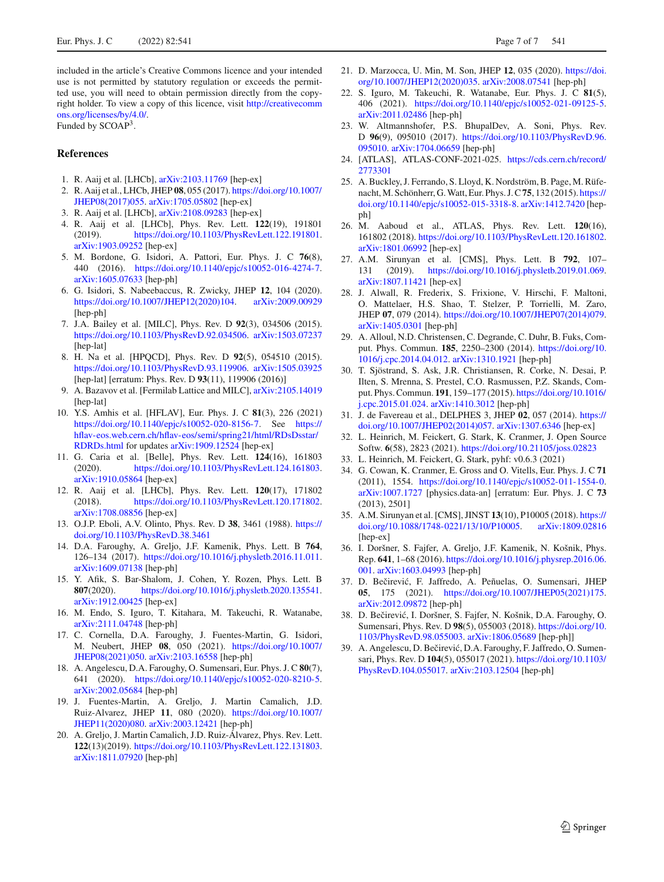included in the article's Creative Commons licence and your intended use is not permitted by statutory regulation or exceeds the permitted use, you will need to obtain permission directly from the copyright holder. To view a copy of this licence, visit http://creativecommons.org/licenses/by/4.0/.
Funded by SCOAP[3].

## References

1. R. Aaij et al. [LHCb], arXiv:2103.11769 [hep-ex]
2. R. Aaij et al., LHCb, JHEP **08**, 055 (2017). https://doi.org/10.1007/JHEP08(2017)055. arXiv:1705.05802 [hep-ex]
3. R. Aaij et al. [LHCb], arXiv:2108.09283 [hep-ex]
4. R. Aaij et al. [LHCb], Phys. Rev. Lett. **122**(19), 191801 (2019). https://doi.org/10.1103/PhysRevLett.122.191801. arXiv:1903.09252 [hep-ex]
5. M. Bordone, G. Isidori, A. Pattori, Eur. Phys. J. C **76**(8), 440 (2016). https://doi.org/10.1140/epjc/s10052-016-4274-7. arXiv:1605.07633 [hep-ph]
6. G. Isidori, S. Nabeebaccus, R. Zwicky, JHEP **12**, 104 (2020). https://doi.org/10.1007/JHEP12(2020)104. arXiv:2009.00929 [hep-ph]
7. J.A. Bailey et al. [MILC], Phys. Rev. D **92**(3), 034506 (2015). https://doi.org/10.1103/PhysRevD.92.034506. arXiv:1503.07237 [hep-lat]
8. H. Na et al. [HPQCD], Phys. Rev. D **92**(5), 054510 (2015). https://doi.org/10.1103/PhysRevD.93.119906. arXiv:1505.03925 [hep-lat] [erratum: Phys. Rev. D **93**(11), 119906 (2016)]
9. A. Bazavov et al. [Fermilab Lattice and MILC], arXiv:2105.14019 [hep-lat]
10. Y.S. Amhis et al. [HFLAV], Eur. Phys. J. C **81**(3), 226 (2021) https://doi.org/10.1140/epjc/s10052-020-8156-7. See https://hflav-eos.web.cern.ch/hflav-eos/semi/spring21/html/RDsDsstar/RDRDs.html for updates arXiv:1909.12524 [hep-ex]
11. G. Caria et al. [Belle], Phys. Rev. Lett. **124**(16), 161803 (2020). https://doi.org/10.1103/PhysRevLett.124.161803. arXiv:1910.05864 [hep-ex]
12. R. Aaij et al. [LHCb], Phys. Rev. Lett. **120**(17), 171802 (2018). https://doi.org/10.1103/PhysRevLett.120.171802. arXiv:1708.08856 [hep-ex]
13. O.J.P. Eboli, A.V. Olinto, Phys. Rev. D **38**, 3461 (1988). https://doi.org/10.1103/PhysRevD.38.3461
14. D.A. Faroughy, A. Greljo, J.F. Kamenik, Phys. Lett. B **764**, 126–134 (2017). https://doi.org/10.1016/j.physletb.2016.11.011. arXiv:1609.07138 [hep-ph]
15. Y. Afik, S. Bar-Shalom, J. Cohen, Y. Rozen, Phys. Lett. B **807**(2020). https://doi.org/10.1016/j.physletb.2020.135541. arXiv:1912.00425 [hep-ex]
16. M. Endo, S. Iguro, T. Kitahara, M. Takeuchi, R. Watanabe, arXiv:2111.04748 [hep-ph]
17. C. Cornella, D.A. Faroughy, J. Fuentes-Martin, G. Isidori, M. Neubert, JHEP **08**, 050 (2021). https://doi.org/10.1007/JHEP08(2021)050. arXiv:2103.16558 [hep-ph]
18. A. Angelescu, D.A. Faroughy, O. Sumensari, Eur. Phys. J. C **80**(7), 641 (2020). https://doi.org/10.1140/epjc/s10052-020-8210-5. arXiv:2002.05684 [hep-ph]
19. J. Fuentes-Martin, A. Greljo, J. Martin Camalich, J.D. Ruiz-Alvarez, JHEP **11**, 080 (2020). https://doi.org/10.1007/JHEP11(2020)080. arXiv:2003.12421 [hep-ph]
20. A. Greljo, J. Martin Camalich, J.D. Ruiz-Álvarez, Phys. Rev. Lett. **122**(13)(2019). https://doi.org/10.1103/PhysRevLett.122.131803. arXiv:1811.07920 [hep-ph]
21. D. Marzocca, U. Min, M. Son, JHEP **12**, 035 (2020). https://doi.org/10.1007/JHEP12(2020)035. arXiv:2008.07541 [hep-ph]
22. S. Iguro, M. Takeuchi, R. Watanabe, Eur. Phys. J. C **81**(5), 406 (2021). https://doi.org/10.1140/epjc/s10052-021-09125-5. arXiv:2011.02486 [hep-ph]
23. W. Altmannshofer, P.S. BhupalDev, A. Soni, Phys. Rev. D **96**(9), 095010 (2017). https://doi.org/10.1103/PhysRevD.96.095010. arXiv:1704.06659 [hep-ph]
24. [ATLAS], ATLAS-CONF-2021-025. https://cds.cern.ch/record/2773301
25. A. Buckley, J. Ferrando, S. Lloyd, K. Nordström, B. Page, M. Rüfenacht, M. Schönherr, G. Watt, Eur. Phys. J. C **75**, 132 (2015). https://doi.org/10.1140/epjc/s10052-015-3318-8. arXiv:1412.7420 [hep-ph]
26. M. Aaboud et al., ATLAS, Phys. Rev. Lett. **120**(16), 161802 (2018). https://doi.org/10.1103/PhysRevLett.120.161802. arXiv:1801.06992 [hep-ex]
27. A.M. Sirunyan et al. [CMS], Phys. Lett. B **792**, 107–131 (2019). https://doi.org/10.1016/j.physletb.2019.01.069. arXiv:1807.11421 [hep-ex]
28. J. Alwall, R. Frederix, S. Frixione, V. Hirschi, F. Maltoni, O. Mattelaer, H.S. Shao, T. Stelzer, P. Torrielli, M. Zaro, JHEP **07**, 079 (2014). https://doi.org/10.1007/JHEP07(2014)079. arXiv:1405.0301 [hep-ph]
29. A. Alloul, N.D. Christensen, C. Degrande, C. Duhr, B. Fuks, Comput. Phys. Commun. **185**, 2250–2300 (2014). https://doi.org/10.1016/j.cpc.2014.04.012. arXiv:1310.1921 [hep-ph]
30. T. Sjöstrand, S. Ask, J.R. Christiansen, R. Corke, N. Desai, P. Ilten, S. Mrenna, S. Prestel, C.O. Rasmussen, P.Z. Skands, Comput. Phys. Commun. **191**, 159–177 (2015). https://doi.org/10.1016/j.cpc.2015.01.024. arXiv:1410.3012 [hep-ph]
31. J. de Favereau et al., DELPHES 3, JHEP **02**, 057 (2014). https://doi.org/10.1007/JHEP02(2014)057. arXiv:1307.6346 [hep-ex]
32. L. Heinrich, M. Feickert, G. Stark, K. Cranmer, J. Open Source Softw. **6**(58), 2823 (2021). https://doi.org/10.21105/joss.02823
33. L. Heinrich, M. Feickert, G. Stark, pyhf: v0.6.3 (2021)
34. G. Cowan, K. Cranmer, E. Gross and O. Vitells, Eur. Phys. J. C **71** (2011), 1554. https://doi.org/10.1140/epjc/s10052-011-1554-0. arXiv:1007.1727 [physics.data-an] [erratum: Eur. Phys. J. C **73** (2013), 2501]
35. A.M. Sirunyan et al. [CMS], JINST **13**(10), P10005 (2018). https://doi.org/10.1088/1748-0221/13/10/P10005. arXiv:1809.02816 [hep-ex]
36. I. Doršner, S. Fajfer, A. Greljo, J.F. Kamenik, N. Košnik, Phys. Rep. **641**, 1–68 (2016). https://doi.org/10.1016/j.physrep.2016.06.001. arXiv:1603.04993 [hep-ph]
37. D. Bečirević, F. Jaffredo, A. Peñuelas, O. Sumensari, JHEP **05**, 175 (2021). https://doi.org/10.1007/JHEP05(2021)175. arXiv:2012.09872 [hep-ph]
38. D. Bečirević, I. Doršner, S. Fajfer, N. Košnik, D.A. Faroughy, O. Sumensari, Phys. Rev. D **98**(5), 055003 (2018). https://doi.org/10.1103/PhysRevD.98.055003. arXiv:1806.05689 [hep-ph]]
39. A. Angelescu, D. Bečirević, D.A. Faroughy, F. Jaffredo, O. Sumensari, Phys. Rev. D **104**(5), 055017 (2021). https://doi.org/10.1103/PhysRevD.104.055017. arXiv:2103.12504 [hep-ph]